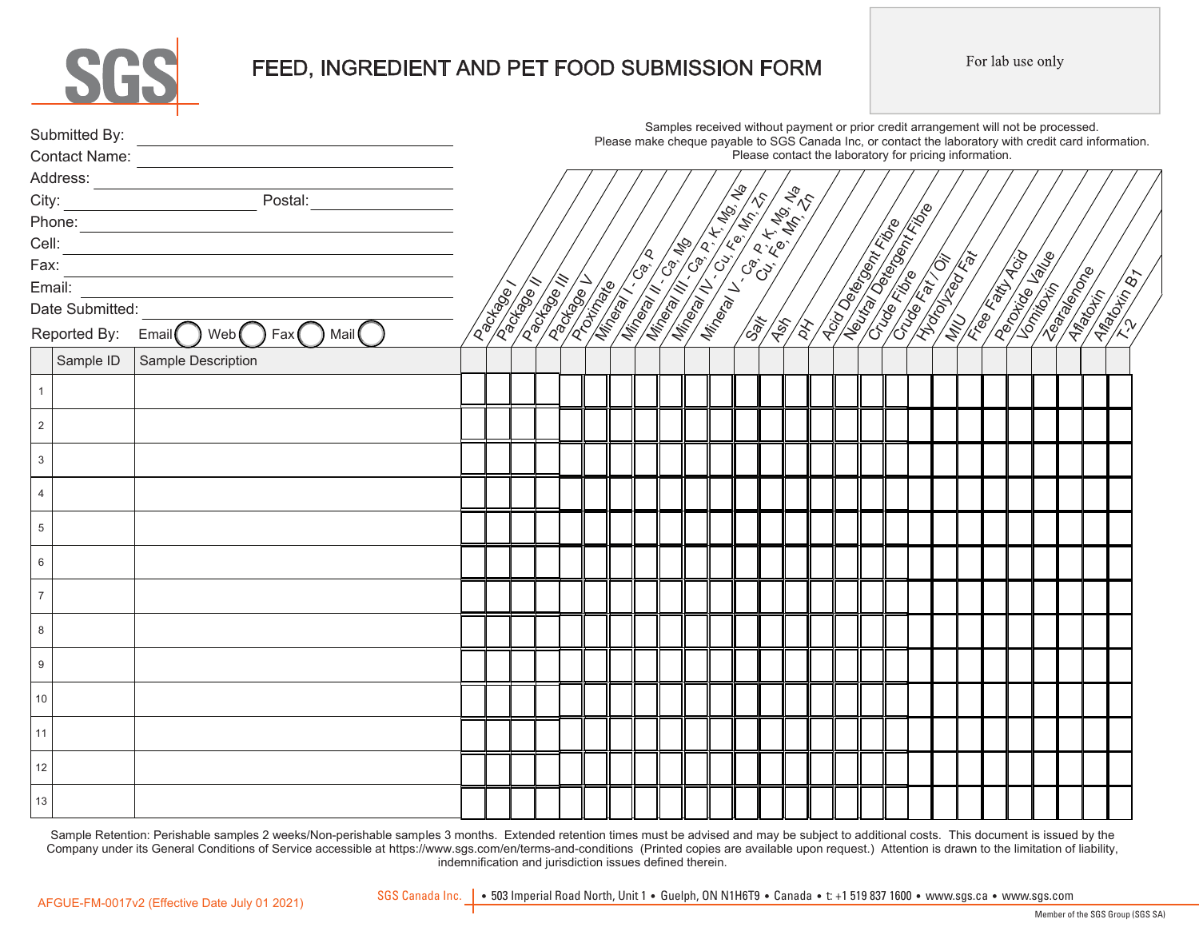SGS

# FEED, INGREDIENT AND PET FOOD SUBMISSION FORM

For lab use only

Submitted By: ____________________

Contact Name: ____________________

Address: ____________________

City: ____________________ Postal: ____________________

Phone: ____________________

Cell: ____________________

Fax: ____________________

Email: ____________________

Date Submitted: ____________________

Reported By: Email ◯ Web ◯ Fax ◯ Mail ◯

Samples received without payment or prior credit arrangement will not be processed.
Please make cheque payable to SGS Canada Inc, or contact the laboratory with credit card information.
Please contact the laboratory for pricing information.

| | Sample ID | Sample Description | Package I | Package II | Package III | Package V | Proximate | Mineral I - Ca, P | Mineral II - Ca, Mg | Mineral III - Ca, P, K, Mg, Na | Mineral IV - Cu, Fe, Mn, Zn | Mineral V - Ca, P, K, Mg, Na Cu, Fe, Mn, Zn | Salt | Ash | pH | Acid Detergent Fibre | Neutral Detergent Fibre | Crude Fibre | Crude Fat / Oil | Hydrolyzed Fat | MIU | Free Fatty Acid | Peroxide Value | Vomitoxin | Zearalenone | Aflatoxin | Aflatoxin B1 | T-2 |
|---|---|---|---|---|---|---|---|---|---|---|---|---|---|---|---|---|---|---|---|---|---|---|---|---|---|---|---|---|
| 1 | | | | | | | | | | | | | | | | | | | | | | | | | | | | |
| 2 | | | | | | | | | | | | | | | | | | | | | | | | | | | | |
| 3 | | | | | | | | | | | | | | | | | | | | | | | | | | | | |
| 4 | | | | | | | | | | | | | | | | | | | | | | | | | | | | |
| 5 | | | | | | | | | | | | | | | | | | | | | | | | | | | | |
| 6 | | | | | | | | | | | | | | | | | | | | | | | | | | | | |
| 7 | | | | | | | | | | | | | | | | | | | | | | | | | | | | |
| 8 | | | | | | | | | | | | | | | | | | | | | | | | | | | | |
| 9 | | | | | | | | | | | | | | | | | | | | | | | | | | | | |
| 10 | | | | | | | | | | | | | | | | | | | | | | | | | | | | |
| 11 | | | | | | | | | | | | | | | | | | | | | | | | | | | | |
| 12 | | | | | | | | | | | | | | | | | | | | | | | | | | | | |
| 13 | | | | | | | | | | | | | | | | | | | | | | | | | | | | |

Sample Retention: Perishable samples 2 weeks/Non-perishable samples 3 months. Extended retention times must be advised and may be subject to additional costs. This document is issued by the Company under its General Conditions of Service accessible at https://www.sgs.com/en/terms-and-conditions (Printed copies are available upon request.) Attention is drawn to the limitation of liability, indemnification and jurisdiction issues defined therein.

AFGUE-FM-0017v2 (Effective Date July 01 2021)

SGS Canada Inc. | • 503 Imperial Road North, Unit 1 • Guelph, ON N1H6T9 • Canada • t: +1 519 837 1600 • www.sgs.ca • www.sgs.com

Member of the SGS Group (SGS SA)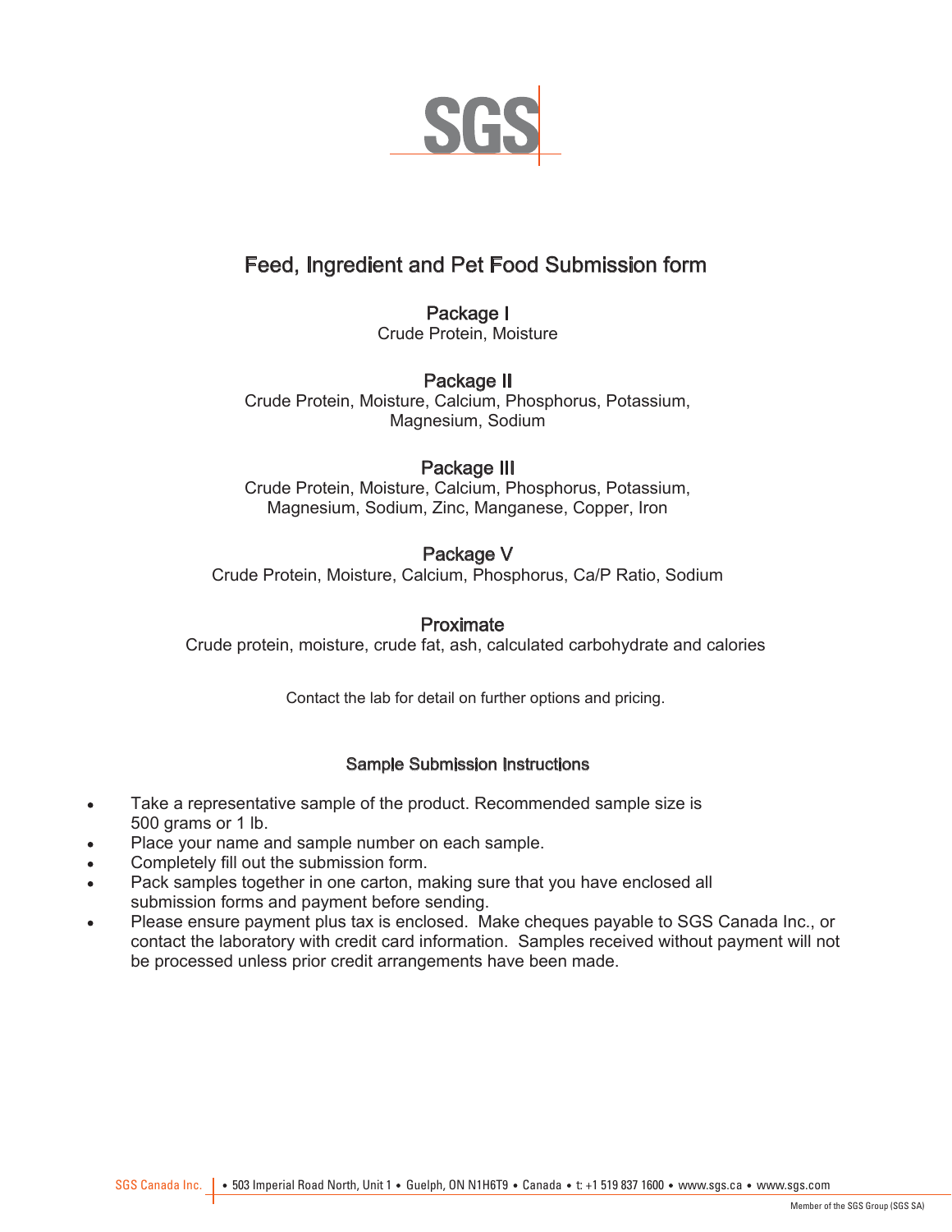SGS

# Feed, Ingredient and Pet Food Submission form

## Package I

Crude Protein, Moisture

## Package II

Crude Protein, Moisture, Calcium, Phosphorus, Potassium, Magnesium, Sodium

## Package III

Crude Protein, Moisture, Calcium, Phosphorus, Potassium, Magnesium, Sodium, Zinc, Manganese, Copper, Iron

## Package V

Crude Protein, Moisture, Calcium, Phosphorus, Ca/P Ratio, Sodium

## Proximate

Crude protein, moisture, crude fat, ash, calculated carbohydrate and calories

Contact the lab for detail on further options and pricing.

### Sample Submission Instructions

- Take a representative sample of the product. Recommended sample size is 500 grams or 1 lb.
- Place your name and sample number on each sample.
- Completely fill out the submission form.
- Pack samples together in one carton, making sure that you have enclosed all submission forms and payment before sending.
- Please ensure payment plus tax is enclosed. Make cheques payable to SGS Canada Inc., or contact the laboratory with credit card information. Samples received without payment will not be processed unless prior credit arrangements have been made.

SGS Canada Inc. • 503 Imperial Road North, Unit 1 • Guelph, ON N1H6T9 • Canada • t: +1 519 837 1600 • www.sgs.ca • www.sgs.com

Member of the SGS Group (SGS SA)